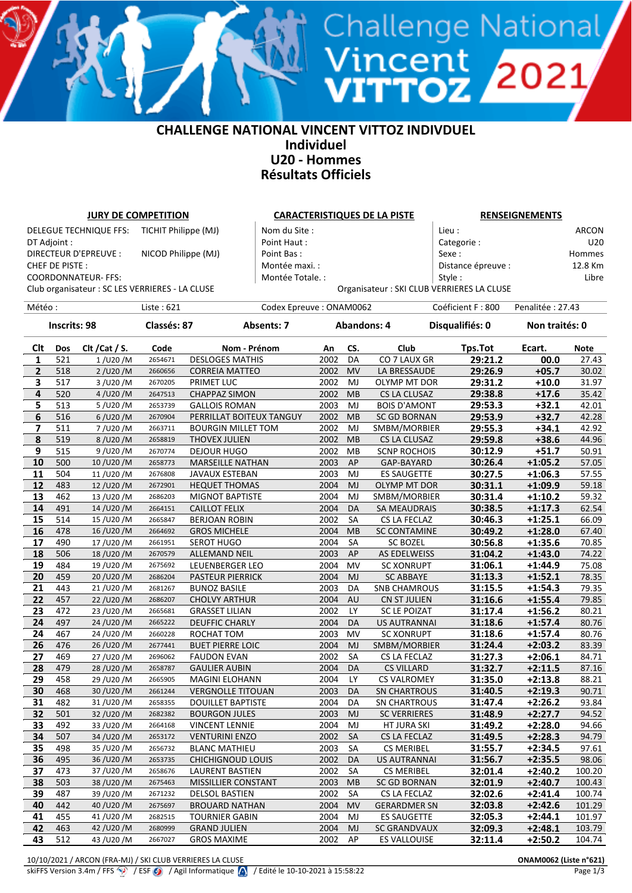# CHALLENGE NATIONAL VINCENT VITTOZ INDIVDUEL
## Individuel
## U20 - Hommes
## Résultats Officiels

| JURY DE COMPETITION | | CARACTERISTIQUES DE LA PISTE | RENSEIGNEMENTS | |
|---|---|---|---|---|
| DELEGUE TECHNIQUE FFS: | TICHIT Philippe (MJ) | Nom du Site : | Lieu : | ARCON |
| DT Adjoint : | | Point Haut : | Categorie : | U20 |
| DIRECTEUR D'EPREUVE : | NICOD Philippe (MJ) | Point Bas : | Sexe : | Hommes |
| CHEF DE PISTE : | | Montée maxi. : | Distance épreuve : | 12.8 Km |
| COORDONNATEUR- FFS: | | Montée Totale. : | Style : | Libre |

Club organisateur : SC LES VERRIERES - LA CLUSE — Organisateur : SKI CLUB VERRIERES LA CLUSE

Météo : — Liste : 621 — Codex Epreuve : ONAM0062 — Coéficient F : 800 — Penalitée : 27.43

**Inscrits: 98** — **Classés: 87** — **Absents: 7** — **Abandons: 4** — **Disqualifiés: 0** — **Non traités: 0**

| Clt | Dos | Clt /Cat / S. | Code | Nom - Prénom | An | CS. | Club | Tps.Tot | Ecart. | Note |
|---|---|---|---|---|---|---|---|---|---|---|
| 1 | 521 | 1 /U20 /M | 2654671 | DESLOGES MATHIS | 2002 | DA | CO 7 LAUX GR | 29:21.2 | 00.0 | 27.43 |
| 2 | 518 | 2 /U20 /M | 2660656 | CORREIA MATTEO | 2002 | MV | LA BRESSAUDE | 29:26.9 | +05.7 | 30.02 |
| 3 | 517 | 3 /U20 /M | 2670205 | PRIMET LUC | 2002 | MJ | OLYMP MT DOR | 29:31.2 | +10.0 | 31.97 |
| 4 | 520 | 4 /U20 /M | 2647513 | CHAPPAZ SIMON | 2002 | MB | CS LA CLUSAZ | 29:38.8 | +17.6 | 35.42 |
| 5 | 513 | 5 /U20 /M | 2653739 | GALLOIS ROMAN | 2003 | MJ | BOIS D'AMONT | 29:53.3 | +32.1 | 42.01 |
| 6 | 516 | 6 /U20 /M | 2670904 | PERRILLAT BOITEUX TANGUY | 2002 | MB | SC GD BORNAN | 29:53.9 | +32.7 | 42.28 |
| 7 | 511 | 7 /U20 /M | 2663711 | BOURGIN MILLET TOM | 2002 | MJ | SMBM/MORBIER | 29:55.3 | +34.1 | 42.92 |
| 8 | 519 | 8 /U20 /M | 2658819 | THOVEX JULIEN | 2002 | MB | CS LA CLUSAZ | 29:59.8 | +38.6 | 44.96 |
| 9 | 515 | 9 /U20 /M | 2670774 | DEJOUR HUGO | 2002 | MB | SCNP ROCHOIS | 30:12.9 | +51.7 | 50.91 |
| 10 | 500 | 10 /U20 /M | 2658773 | MARSEILLE NATHAN | 2003 | AP | GAP-BAYARD | 30:26.4 | +1:05.2 | 57.05 |
| 11 | 504 | 11 /U20 /M | 2676808 | JAVAUX ESTEBAN | 2003 | MJ | ES SAUGETTE | 30:27.5 | +1:06.3 | 57.55 |
| 12 | 483 | 12 /U20 /M | 2672901 | HEQUET THOMAS | 2004 | MJ | OLYMP MT DOR | 30:31.1 | +1:09.9 | 59.18 |
| 13 | 462 | 13 /U20 /M | 2686203 | MIGNOT BAPTISTE | 2004 | MJ | SMBM/MORBIER | 30:31.4 | +1:10.2 | 59.32 |
| 14 | 491 | 14 /U20 /M | 2664151 | CAILLOT FELIX | 2004 | DA | SA MEAUDRAIS | 30:38.5 | +1:17.3 | 62.54 |
| 15 | 514 | 15 /U20 /M | 2665847 | BERJOAN ROBIN | 2002 | SA | CS LA FECLAZ | 30:46.3 | +1:25.1 | 66.09 |
| 16 | 478 | 16 /U20 /M | 2664692 | GROS MICHELE | 2004 | MB | SC CONTAMINE | 30:49.2 | +1:28.0 | 67.40 |
| 17 | 490 | 17 /U20 /M | 2661951 | SEROT HUGO | 2004 | SA | SC BOZEL | 30:56.8 | +1:35.6 | 70.85 |
| 18 | 506 | 18 /U20 /M | 2670579 | ALLEMAND NEIL | 2003 | AP | AS EDELWEISS | 31:04.2 | +1:43.0 | 74.22 |
| 19 | 484 | 19 /U20 /M | 2675692 | LEUENBERGER LEO | 2004 | MV | SC XONRUPT | 31:06.1 | +1:44.9 | 75.08 |
| 20 | 459 | 20 /U20 /M | 2686204 | PASTEUR PIERRICK | 2004 | MJ | SC ABBAYE | 31:13.3 | +1:52.1 | 78.35 |
| 21 | 443 | 21 /U20 /M | 2681267 | BUNOZ BASILE | 2003 | DA | SNB CHAMROUS | 31:15.5 | +1:54.3 | 79.35 |
| 22 | 457 | 22 /U20 /M | 2686207 | CHOLVY ARTHUR | 2004 | AU | CN ST JULIEN | 31:16.6 | +1:55.4 | 79.85 |
| 23 | 472 | 23 /U20 /M | 2665681 | GRASSET LILIAN | 2002 | LY | SC LE POIZAT | 31:17.4 | +1:56.2 | 80.21 |
| 24 | 497 | 24 /U20 /M | 2665222 | DEUFFIC CHARLY | 2004 | DA | US AUTRANNAI | 31:18.6 | +1:57.4 | 80.76 |
| 24 | 467 | 24 /U20 /M | 2660228 | ROCHAT TOM | 2003 | MV | SC XONRUPT | 31:18.6 | +1:57.4 | 80.76 |
| 26 | 476 | 26 /U20 /M | 2677441 | BUET PIERRE LOIC | 2004 | MJ | SMBM/MORBIER | 31:24.4 | +2:03.2 | 83.39 |
| 27 | 469 | 27 /U20 /M | 2696062 | FAUDON EVAN | 2002 | SA | CS LA FECLAZ | 31:27.3 | +2:06.1 | 84.71 |
| 28 | 479 | 28 /U20 /M | 2658787 | GAULIER AUBIN | 2004 | DA | CS VILLARD | 31:32.7 | +2:11.5 | 87.16 |
| 29 | 458 | 29 /U20 /M | 2665905 | MAGINI ELOHANN | 2004 | LY | CS VALROMEY | 31:35.0 | +2:13.8 | 88.21 |
| 30 | 468 | 30 /U20 /M | 2661244 | VERGNOLLE TITOUAN | 2003 | DA | SN CHARTROUS | 31:40.5 | +2:19.3 | 90.71 |
| 31 | 482 | 31 /U20 /M | 2658355 | DOUILLET BAPTISTE | 2004 | DA | SN CHARTROUS | 31:47.4 | +2:26.2 | 93.84 |
| 32 | 501 | 32 /U20 /M | 2682382 | BOURGON JULES | 2003 | MJ | SC VERRIERES | 31:48.9 | +2:27.7 | 94.52 |
| 33 | 492 | 33 /U20 /M | 2664168 | VINCENT LENNIE | 2004 | MJ | HT JURA SKI | 31:49.2 | +2:28.0 | 94.66 |
| 34 | 507 | 34 /U20 /M | 2653172 | VENTURINI ENZO | 2002 | SA | CS LA FECLAZ | 31:49.5 | +2:28.3 | 94.79 |
| 35 | 498 | 35 /U20 /M | 2656732 | BLANC MATHIEU | 2003 | SA | CS MERIBEL | 31:55.7 | +2:34.5 | 97.61 |
| 36 | 495 | 36 /U20 /M | 2653735 | CHICHIGNOUD LOUIS | 2002 | DA | US AUTRANNAI | 31:56.7 | +2:35.5 | 98.06 |
| 37 | 473 | 37 /U20 /M | 2658676 | LAURENT BASTIEN | 2002 | SA | CS MERIBEL | 32:01.4 | +2:40.2 | 100.20 |
| 38 | 503 | 38 /U20 /M | 2675463 | MISSILLIER CONSTANT | 2003 | MB | SC GD BORNAN | 32:01.9 | +2:40.7 | 100.43 |
| 39 | 487 | 39 /U20 /M | 2671232 | DELSOL BASTIEN | 2002 | SA | CS LA FECLAZ | 32:02.6 | +2:41.4 | 100.74 |
| 40 | 442 | 40 /U20 /M | 2675697 | BROUARD NATHAN | 2004 | MV | GERARDMER SN | 32:03.8 | +2:42.6 | 101.29 |
| 41 | 455 | 41 /U20 /M | 2682515 | TOURNIER GABIN | 2004 | MJ | ES SAUGETTE | 32:05.3 | +2:44.1 | 101.97 |
| 42 | 463 | 42 /U20 /M | 2680999 | GRAND JULIEN | 2004 | MJ | SC GRANDVAUX | 32:09.3 | +2:48.1 | 103.79 |
| 43 | 512 | 43 /U20 /M | 2667027 | GROS MAXIME | 2002 | AP | ES VALLOUISE | 32:11.4 | +2:50.2 | 104.74 |

10/10/2021 / ARCON (FRA-MJ) / SKI CLUB VERRIERES LA CLUSE — ONAM0062 (Liste n°621)

skiFFS Version 3.4m / FFS / ESF / Agil Informatique / Edité le 10-10-2021 à 15:58:22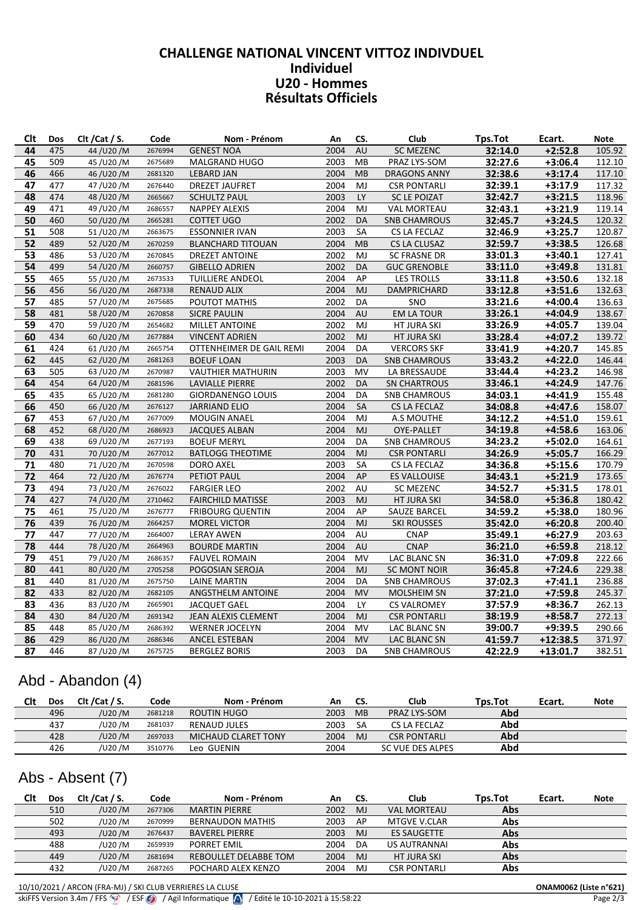## CHALLENGE NATIONAL VINCENT VITTOZ INDIVDUEL
## Individuel
## U20 - Hommes
## Résultats Officiels

| Clt | Dos | Clt /Cat / S. | Code | Nom - Prénom | An | CS. | Club | Tps.Tot | Ecart. | Note |
|---|---|---|---|---|---|---|---|---|---|---|
| 44 | 475 | 44 /U20 /M | 2676994 | GENEST NOA | 2004 | AU | SC MEZENC | 32:14.0 | +2:52.8 | 105.92 |
| 45 | 509 | 45 /U20 /M | 2675689 | MALGRAND HUGO | 2003 | MB | PRAZ LYS-SOM | 32:27.6 | +3:06.4 | 112.10 |
| 46 | 466 | 46 /U20 /M | 2681320 | LEBARD JAN | 2004 | MB | DRAGONS ANNY | 32:38.6 | +3:17.4 | 117.10 |
| 47 | 477 | 47 /U20 /M | 2676440 | DREZET JAUFRET | 2004 | MJ | CSR PONTARLI | 32:39.1 | +3:17.9 | 117.32 |
| 48 | 474 | 48 /U20 /M | 2665667 | SCHULTZ PAUL | 2003 | LY | SC LE POIZAT | 32:42.7 | +3:21.5 | 118.96 |
| 49 | 471 | 49 /U20 /M | 2686557 | NAPPEY ALEXIS | 2004 | MJ | VAL MORTEAU | 32:43.1 | +3:21.9 | 119.14 |
| 50 | 460 | 50 /U20 /M | 2665281 | COTTET UGO | 2002 | DA | SNB CHAMROUS | 32:45.7 | +3:24.5 | 120.32 |
| 51 | 508 | 51 /U20 /M | 2663675 | ESSONNIER IVAN | 2003 | SA | CS LA FECLAZ | 32:46.9 | +3:25.7 | 120.87 |
| 52 | 489 | 52 /U20 /M | 2670259 | BLANCHARD TITOUAN | 2004 | MB | CS LA CLUSAZ | 32:59.7 | +3:38.5 | 126.68 |
| 53 | 486 | 53 /U20 /M | 2670845 | DREZET ANTOINE | 2002 | MJ | SC FRASNE DR | 33:01.3 | +3:40.1 | 127.41 |
| 54 | 499 | 54 /U20 /M | 2660757 | GIBELLO ADRIEN | 2002 | DA | GUC GRENOBLE | 33:11.0 | +3:49.8 | 131.81 |
| 55 | 465 | 55 /U20 /M | 2673533 | TUILLIERE ANDEOL | 2004 | AP | LES TROLLS | 33:11.8 | +3:50.6 | 132.18 |
| 56 | 456 | 56 /U20 /M | 2687338 | RENAUD ALIX | 2004 | MJ | DAMPRICHARD | 33:12.8 | +3:51.6 | 132.63 |
| 57 | 485 | 57 /U20 /M | 2675685 | POUTOT MATHIS | 2002 | DA | SNO | 33:21.6 | +4:00.4 | 136.63 |
| 58 | 481 | 58 /U20 /M | 2670858 | SICRE PAULIN | 2004 | AU | EM LA TOUR | 33:26.1 | +4:04.9 | 138.67 |
| 59 | 470 | 59 /U20 /M | 2654682 | MILLET ANTOINE | 2002 | MJ | HT JURA SKI | 33:26.9 | +4:05.7 | 139.04 |
| 60 | 434 | 60 /U20 /M | 2677884 | VINCENT ADRIEN | 2002 | MJ | HT JURA SKI | 33:28.4 | +4:07.2 | 139.72 |
| 61 | 424 | 61 /U20 /M | 2665754 | OTTENHEIMER DE GAIL REMI | 2004 | DA | VERCORS SKF | 33:41.9 | +4:20.7 | 145.85 |
| 62 | 445 | 62 /U20 /M | 2681263 | BOEUF LOAN | 2003 | DA | SNB CHAMROUS | 33:43.2 | +4:22.0 | 146.44 |
| 63 | 505 | 63 /U20 /M | 2670987 | VAUTHIER MATHURIN | 2003 | MV | LA BRESSAUDE | 33:44.4 | +4:23.2 | 146.98 |
| 64 | 454 | 64 /U20 /M | 2681596 | LAVIALLE PIERRE | 2002 | DA | SN CHARTROUS | 33:46.1 | +4:24.9 | 147.76 |
| 65 | 435 | 65 /U20 /M | 2681280 | GIORDANENGO LOUIS | 2004 | DA | SNB CHAMROUS | 34:03.1 | +4:41.9 | 155.48 |
| 66 | 450 | 66 /U20 /M | 2676127 | JARRIAND ELIO | 2004 | SA | CS LA FECLAZ | 34:08.8 | +4:47.6 | 158.07 |
| 67 | 453 | 67 /U20 /M | 2677009 | MOUGIN ANAEL | 2004 | MJ | A.S MOUTHE | 34:12.2 | +4:51.0 | 159.61 |
| 68 | 452 | 68 /U20 /M | 2686923 | JACQUES ALBAN | 2004 | MJ | OYE-PALLET | 34:19.8 | +4:58.6 | 163.06 |
| 69 | 438 | 69 /U20 /M | 2677193 | BOEUF MERYL | 2004 | DA | SNB CHAMROUS | 34:23.2 | +5:02.0 | 164.61 |
| 70 | 431 | 70 /U20 /M | 2677012 | BATLOGG THEOTIME | 2004 | MJ | CSR PONTARLI | 34:26.9 | +5:05.7 | 166.29 |
| 71 | 480 | 71 /U20 /M | 2670598 | DORO AXEL | 2003 | SA | CS LA FECLAZ | 34:36.8 | +5:15.6 | 170.79 |
| 72 | 464 | 72 /U20 /M | 2676774 | PETIOT PAUL | 2004 | AP | ES VALLOUISE | 34:43.1 | +5:21.9 | 173.65 |
| 73 | 494 | 73 /U20 /M | 2676022 | FARGIER LEO | 2002 | AU | SC MEZENC | 34:52.7 | +5:31.5 | 178.01 |
| 74 | 427 | 74 /U20 /M | 2710462 | FAIRCHILD MATISSE | 2003 | MJ | HT JURA SKI | 34:58.0 | +5:36.8 | 180.42 |
| 75 | 461 | 75 /U20 /M | 2676777 | FRIBOURG QUENTIN | 2004 | AP | SAUZE BARCEL | 34:59.2 | +5:38.0 | 180.96 |
| 76 | 439 | 76 /U20 /M | 2664257 | MOREL VICTOR | 2004 | MJ | SKI ROUSSES | 35:42.0 | +6:20.8 | 200.40 |
| 77 | 447 | 77 /U20 /M | 2664007 | LERAY AWEN | 2004 | AU | CNAP | 35:49.1 | +6:27.9 | 203.63 |
| 78 | 444 | 78 /U20 /M | 2664963 | BOURDE MARTIN | 2004 | AU | CNAP | 36:21.0 | +6:59.8 | 218.12 |
| 79 | 451 | 79 /U20 /M | 2686357 | FAUVEL ROMAIN | 2004 | MV | LAC BLANC SN | 36:31.0 | +7:09.8 | 222.66 |
| 80 | 441 | 80 /U20 /M | 2705258 | POGOSIAN SEROJA | 2004 | MJ | SC MONT NOIR | 36:45.8 | +7:24.6 | 229.38 |
| 81 | 440 | 81 /U20 /M | 2675750 | LAINE MARTIN | 2004 | DA | SNB CHAMROUS | 37:02.3 | +7:41.1 | 236.88 |
| 82 | 433 | 82 /U20 /M | 2682105 | ANGSTHELM ANTOINE | 2004 | MV | MOLSHEIM SN | 37:21.0 | +7:59.8 | 245.37 |
| 83 | 436 | 83 /U20 /M | 2665901 | JACQUET GAEL | 2004 | LY | CS VALROMEY | 37:57.9 | +8:36.7 | 262.13 |
| 84 | 430 | 84 /U20 /M | 2691342 | JEAN ALEXIS CLEMENT | 2004 | MJ | CSR PONTARLI | 38:19.9 | +8:58.7 | 272.13 |
| 85 | 448 | 85 /U20 /M | 2686392 | WERNER JOCELYN | 2004 | MV | LAC BLANC SN | 39:00.7 | +9:39.5 | 290.66 |
| 86 | 429 | 86 /U20 /M | 2686346 | ANCEL ESTEBAN | 2004 | MV | LAC BLANC SN | 41:59.7 | +12:38.5 | 371.97 |
| 87 | 446 | 87 /U20 /M | 2675725 | BERGLEZ BORIS | 2003 | DA | SNB CHAMROUS | 42:22.9 | +13:01.7 | 382.51 |

## Abd - Abandon (4)

| Clt | Dos | Clt /Cat / S. | Code | Nom - Prénom | An | CS. | Club | Tps.Tot | Ecart. | Note |
|---|---|---|---|---|---|---|---|---|---|---|
| | 496 | /U20 /M | 2681218 | ROUTIN HUGO | 2003 | MB | PRAZ LYS-SOM | Abd | | |
| | 437 | /U20 /M | 2681037 | RENAUD JULES | 2003 | SA | CS LA FECLAZ | Abd | | |
| | 428 | /U20 /M | 2697033 | MICHAUD CLARET TONY | 2004 | MJ | CSR PONTARLI | Abd | | |
| | 426 | /U20 /M | 3510776 | Leo GUENIN | 2004 | | SC VUE DES ALPES | Abd | | |

## Abs - Absent (7)

| Clt | Dos | Clt /Cat / S. | Code | Nom - Prénom | An | CS. | Club | Tps.Tot | Ecart. | Note |
|---|---|---|---|---|---|---|---|---|---|---|
| | 510 | /U20 /M | 2677306 | MARTIN PIERRE | 2002 | MJ | VAL MORTEAU | Abs | | |
| | 502 | /U20 /M | 2670999 | BERNAUDON MATHIS | 2003 | AP | MTGVE V.CLAR | Abs | | |
| | 493 | /U20 /M | 2676437 | BAVEREL PIERRE | 2003 | MJ | ES SAUGETTE | Abs | | |
| | 488 | /U20 /M | 2659939 | PORRET EMIL | 2004 | DA | US AUTRANNAI | Abs | | |
| | 449 | /U20 /M | 2681694 | REBOULLET DELABBE TOM | 2004 | MJ | HT JURA SKI | Abs | | |
| | 432 | /U20 /M | 2687265 | POCHARD ALEX KENZO | 2004 | MJ | CSR PONTARLI | Abs | | |

10/10/2021 / ARCON (FRA-MJ) / SKI CLUB VERRIERES LA CLUSE

ONAM0062 (Liste n°621)

skiFFS Version 3.4m / FFS / ESF / Agil Informatique / Edité le 10-10-2021 à 15:58:22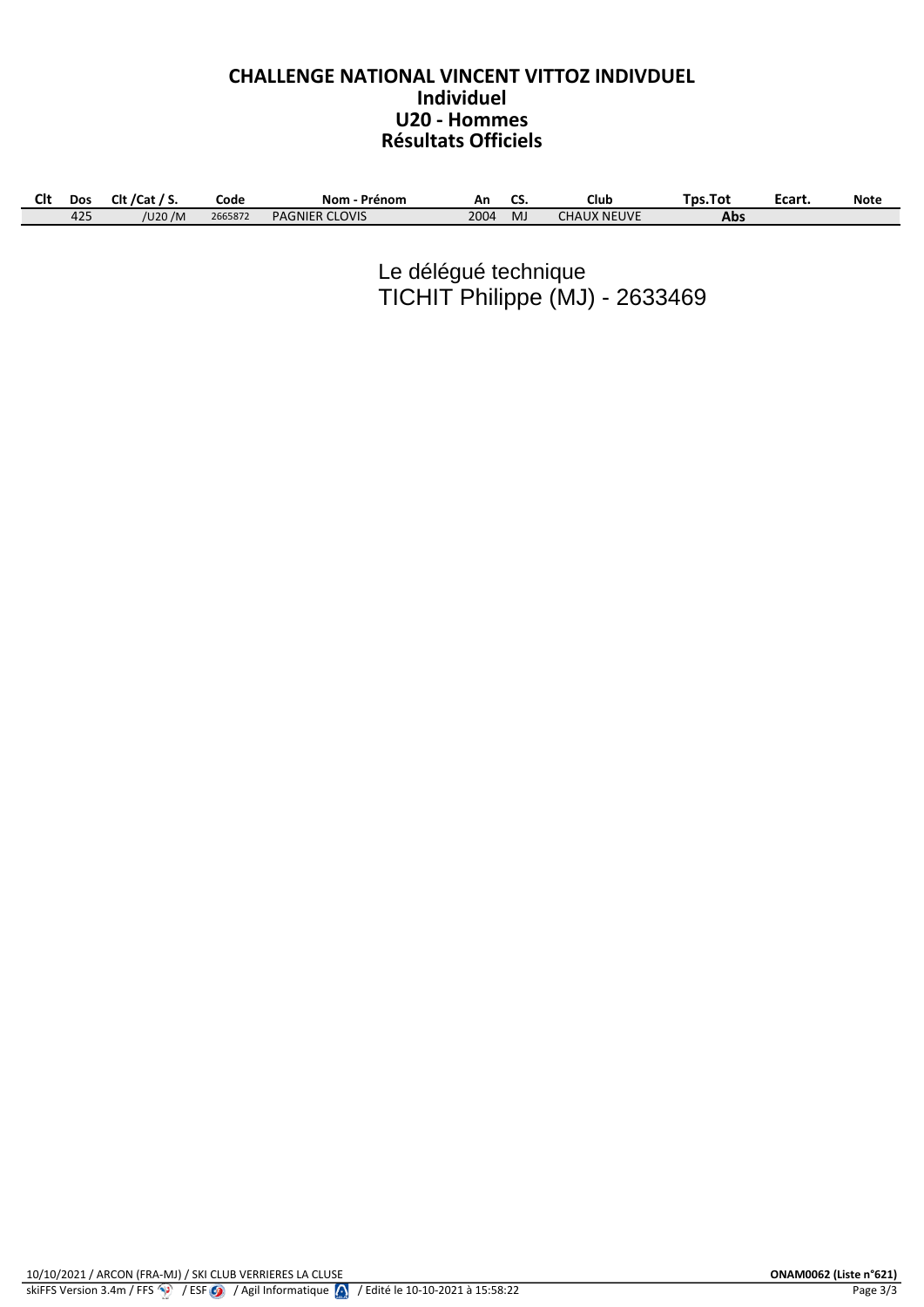# CHALLENGE NATIONAL VINCENT VITTOZ INDIVDUEL
## Individuel
## U20 - Hommes
## Résultats Officiels

| Clt | Dos | Clt /Cat / S. | Code | Nom - Prénom | An | CS. | Club | Tps.Tot | Ecart. | Note |
|---|---|---|---|---|---|---|---|---|---|---|
| | 425 | /U20 /M | 2665872 | PAGNIER CLOVIS | 2004 | MJ | CHAUX NEUVE | **Abs** | | |

Le délégué technique
TICHIT Philippe (MJ) - 2633469

10/10/2021 / ARCON (FRA-MJ) / SKI CLUB VERRIERES LA CLUSE

**ONAM0062 (Liste n°621)**

skiFFS Version 3.4m / FFS / ESF / Agil Informatique / Edité le 10-10-2021 à 15:58:22